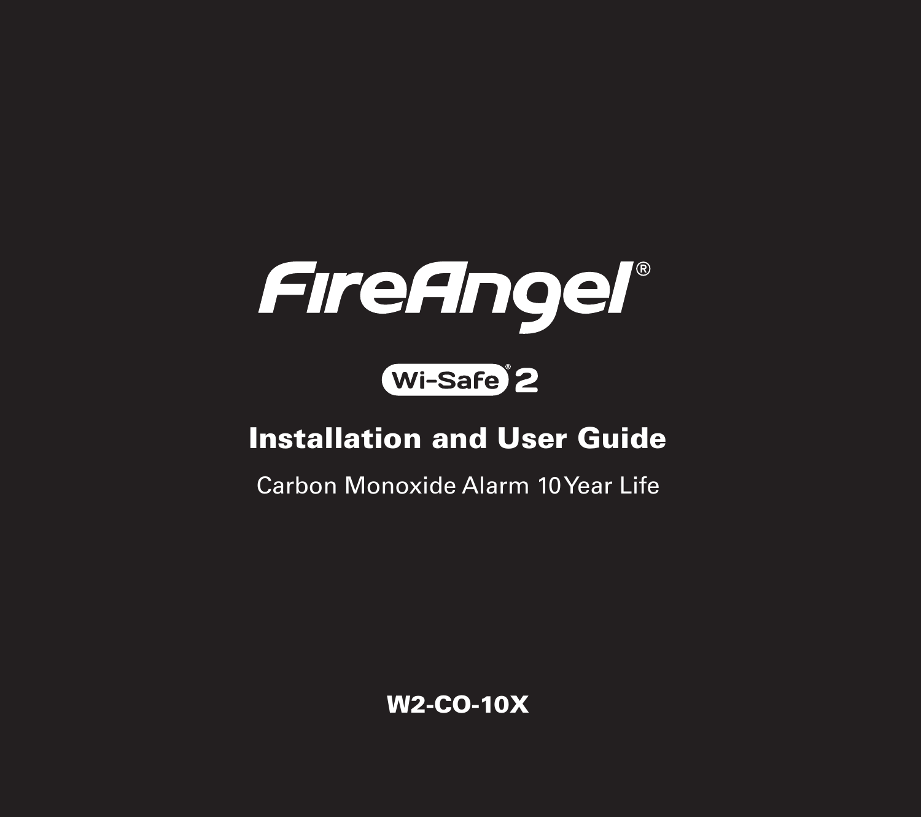# FireAngel®

## Wi-Safe® 2

## Installation and User Guide

Carbon Monoxide Alarm 10 Year Life

**W2-CO-10X**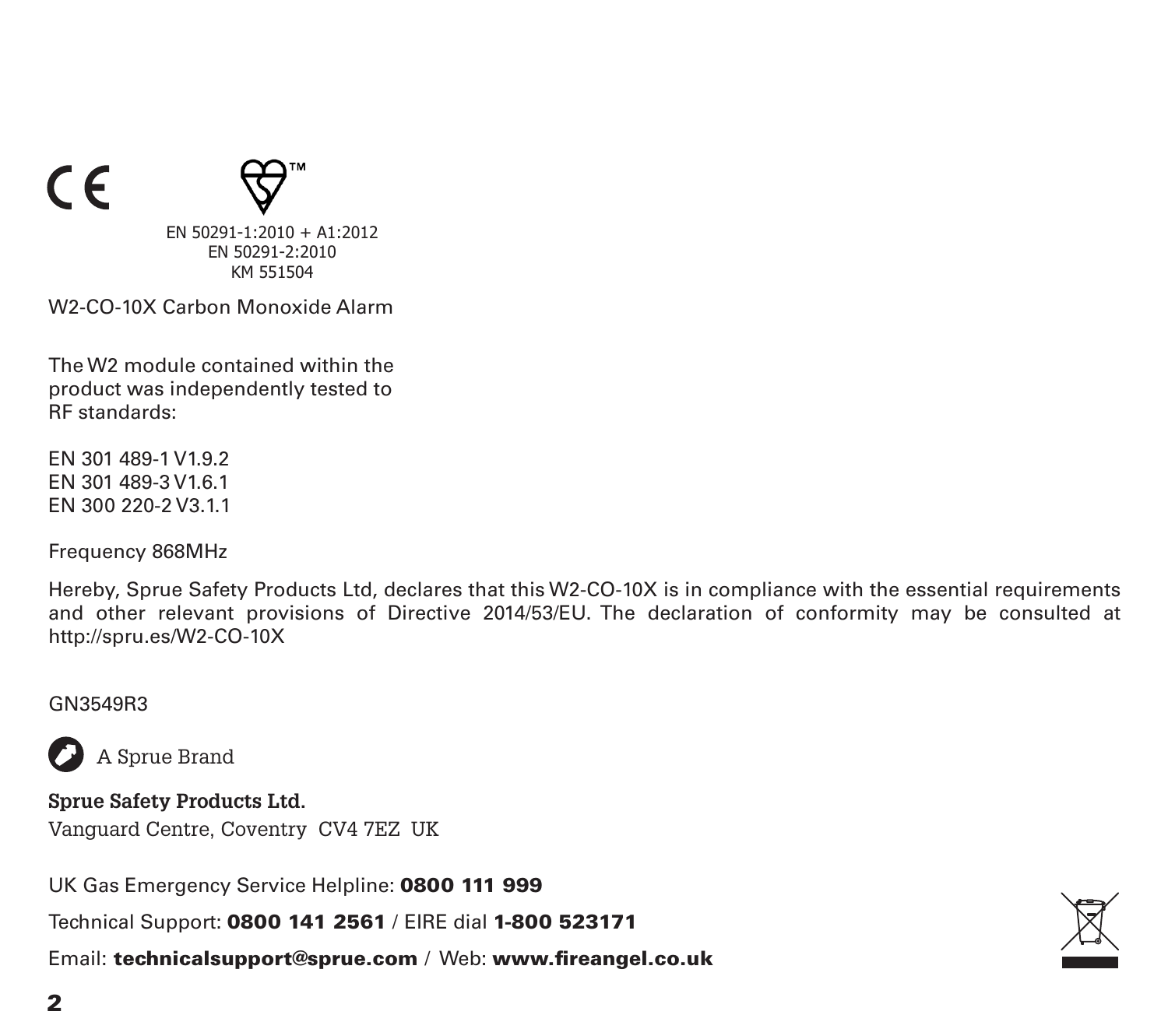CE

EN 50291-1:2010 + A1:2012
EN 50291-2:2010
KM 551504

W2-CO-10X Carbon Monoxide Alarm

The W2 module contained within the product was independently tested to RF standards:

EN 301 489-1 V1.9.2
EN 301 489-3 V1.6.1
EN 300 220-2 V3.1.1

Frequency 868MHz

Hereby, Sprue Safety Products Ltd, declares that this W2-CO-10X is in compliance with the essential requirements and other relevant provisions of Directive 2014/53/EU. The declaration of conformity may be consulted at http://spru.es/W2-CO-10X

GN3549R3

A Sprue Brand

**Sprue Safety Products Ltd.**
Vanguard Centre, Coventry CV4 7EZ UK

UK Gas Emergency Service Helpline: **0800 111 999**

Technical Support: **0800 141 2561** / EIRE dial **1-800 523171**

Email: **technicalsupport@sprue.com** / Web: **www.fireangel.co.uk**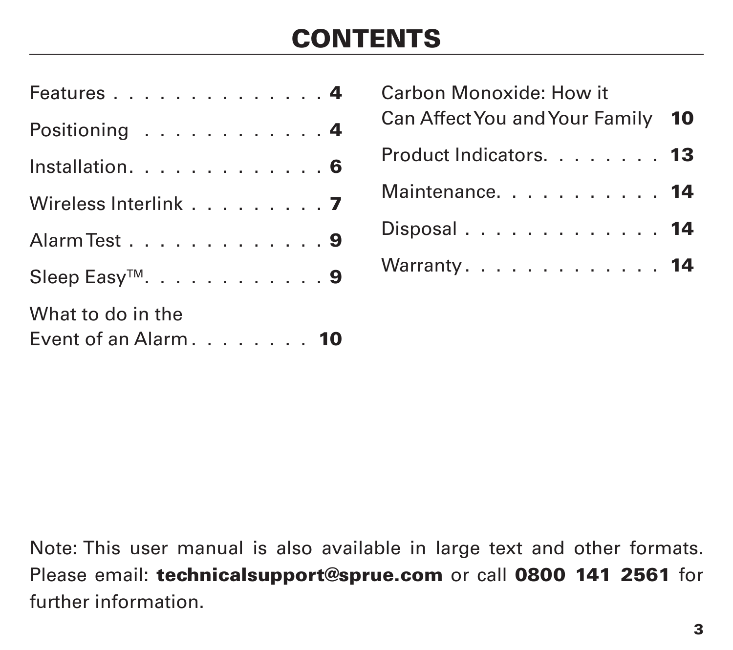# CONTENTS

| Section | Page |
|---|---|
| Features | 4 |
| Positioning | 4 |
| Installation | 6 |
| Wireless Interlink | 7 |
| Alarm Test | 9 |
| Sleep Easy™ | 9 |
| What to do in the Event of an Alarm | 10 |
| Carbon Monoxide: How it Can Affect You and Your Family | 10 |
| Product Indicators | 13 |
| Maintenance | 14 |
| Disposal | 14 |
| Warranty | 14 |

Note: This user manual is also available in large text and other formats. Please email: **technicalsupport@sprue.com** or call **0800 141 2561** for further information.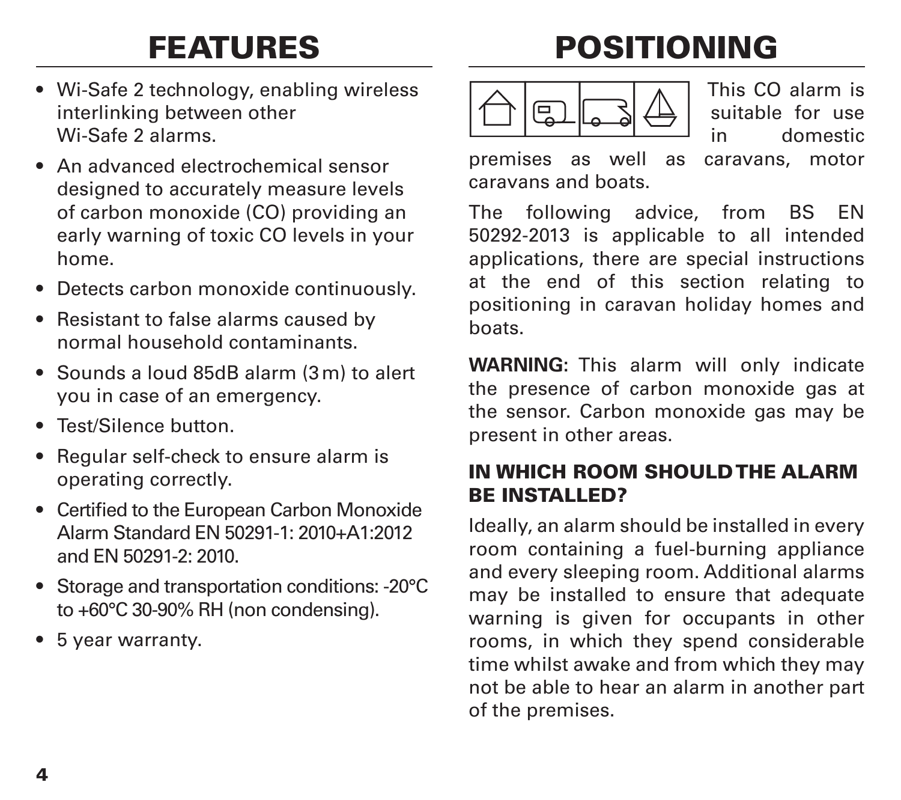# FEATURES

- Wi-Safe 2 technology, enabling wireless interlinking between other Wi-Safe 2 alarms.
- An advanced electrochemical sensor designed to accurately measure levels of carbon monoxide (CO) providing an early warning of toxic CO levels in your home.
- Detects carbon monoxide continuously.
- Resistant to false alarms caused by normal household contaminants.
- Sounds a loud 85dB alarm (3 m) to alert you in case of an emergency.
- Test/Silence button.
- Regular self-check to ensure alarm is operating correctly.
- Certified to the European Carbon Monoxide Alarm Standard EN 50291-1: 2010+A1:2012 and EN 50291-2: 2010.
- Storage and transportation conditions: -20°C to +60°C 30-90% RH (non condensing).
- 5 year warranty.

# POSITIONING

This CO alarm is suitable for use in domestic premises as well as caravans, motor caravans and boats.

The following advice, from BS EN 50292-2013 is applicable to all intended applications, there are special instructions at the end of this section relating to positioning in caravan holiday homes and boats.

**WARNING:** This alarm will only indicate the presence of carbon monoxide gas at the sensor. Carbon monoxide gas may be present in other areas.

### IN WHICH ROOM SHOULD THE ALARM BE INSTALLED?

Ideally, an alarm should be installed in every room containing a fuel-burning appliance and every sleeping room. Additional alarms may be installed to ensure that adequate warning is given for occupants in other rooms, in which they spend considerable time whilst awake and from which they may not be able to hear an alarm in another part of the premises.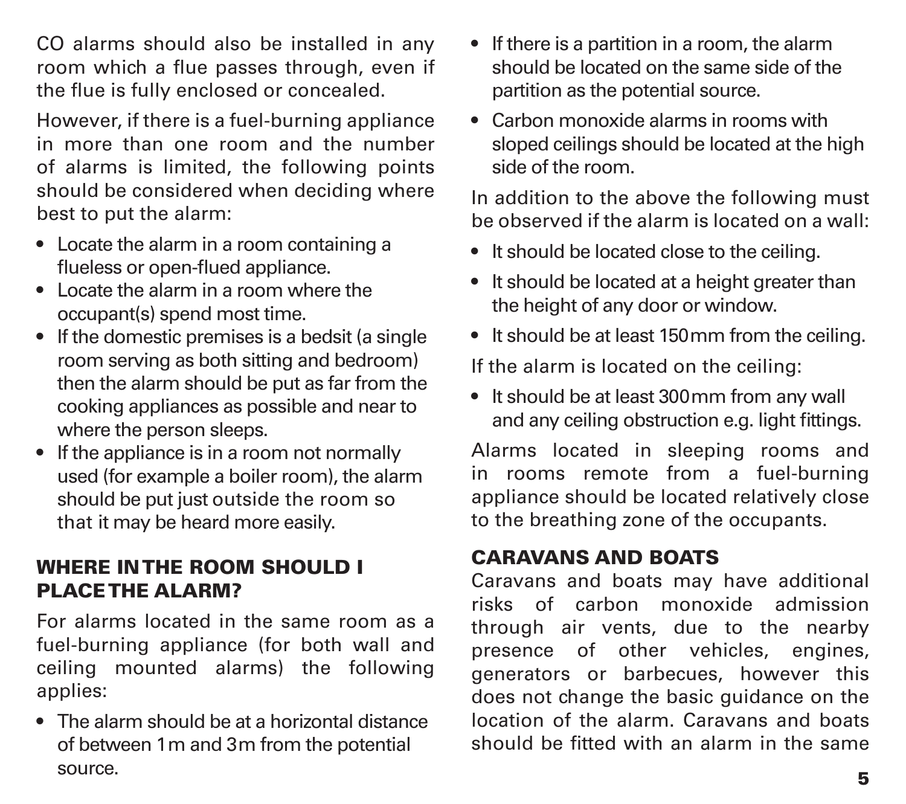CO alarms should also be installed in any room which a flue passes through, even if the flue is fully enclosed or concealed.

However, if there is a fuel-burning appliance in more than one room and the number of alarms is limited, the following points should be considered when deciding where best to put the alarm:

- Locate the alarm in a room containing a flueless or open-flued appliance.
- Locate the alarm in a room where the occupant(s) spend most time.
- If the domestic premises is a bedsit (a single room serving as both sitting and bedroom) then the alarm should be put as far from the cooking appliances as possible and near to where the person sleeps.
- If the appliance is in a room not normally used (for example a boiler room), the alarm should be put just outside the room so that it may be heard more easily.

## WHERE IN THE ROOM SHOULD I PLACE THE ALARM?

For alarms located in the same room as a fuel-burning appliance (for both wall and ceiling mounted alarms) the following applies:

- The alarm should be at a horizontal distance of between 1 m and 3 m from the potential source.
- If there is a partition in a room, the alarm should be located on the same side of the partition as the potential source.
- Carbon monoxide alarms in rooms with sloped ceilings should be located at the high side of the room.

In addition to the above the following must be observed if the alarm is located on a wall:

- It should be located close to the ceiling.
- It should be located at a height greater than the height of any door or window.
- It should be at least 150 mm from the ceiling.

If the alarm is located on the ceiling:

- It should be at least 300 mm from any wall and any ceiling obstruction e.g. light fittings.

Alarms located in sleeping rooms and in rooms remote from a fuel-burning appliance should be located relatively close to the breathing zone of the occupants.

## CARAVANS AND BOATS

Caravans and boats may have additional risks of carbon monoxide admission through air vents, due to the nearby presence of other vehicles, engines, generators or barbecues, however this does not change the basic guidance on the location of the alarm. Caravans and boats should be fitted with an alarm in the same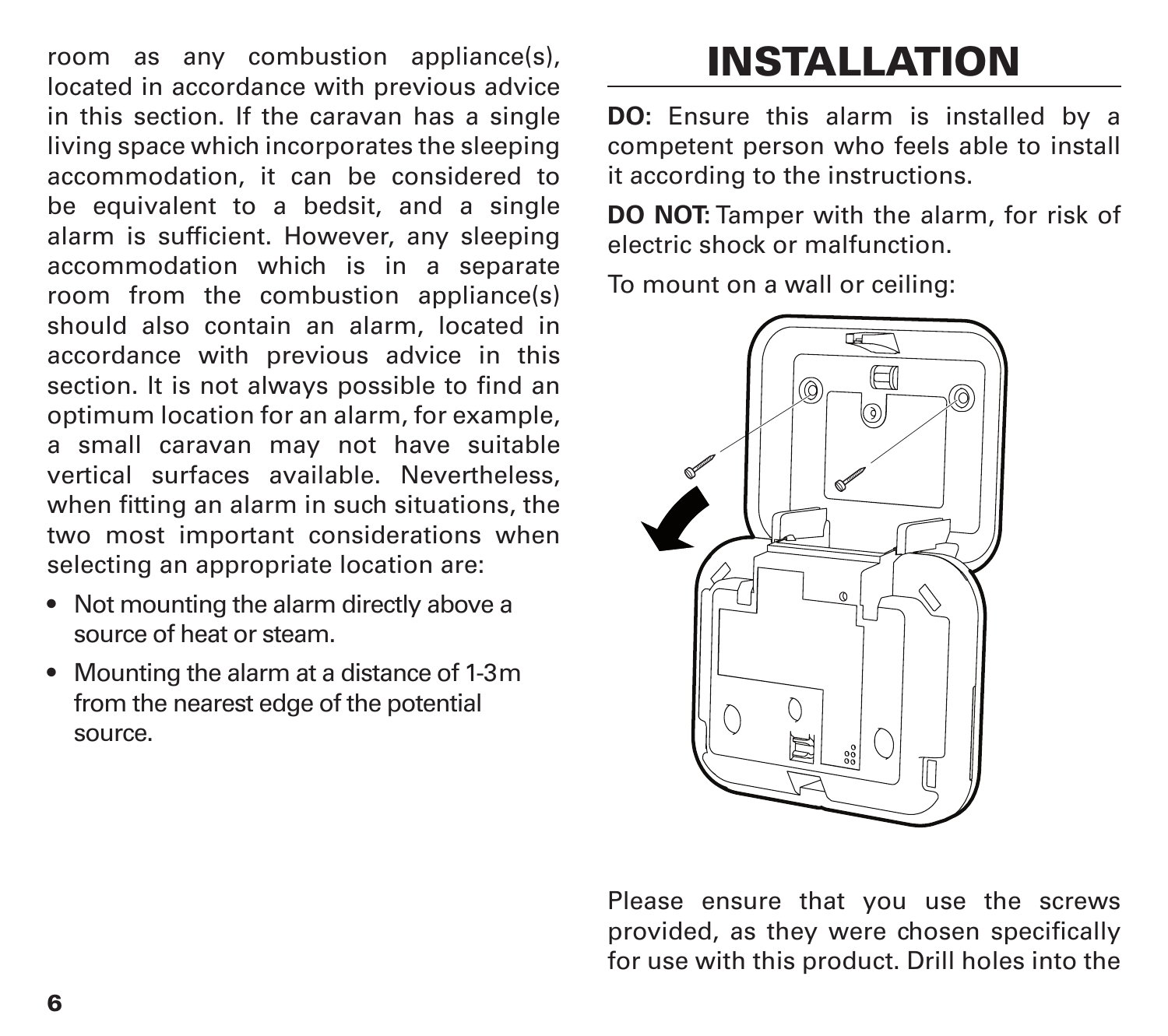room as any combustion appliance(s), located in accordance with previous advice in this section. If the caravan has a single living space which incorporates the sleeping accommodation, it can be considered to be equivalent to a bedsit, and a single alarm is sufficient. However, any sleeping accommodation which is in a separate room from the combustion appliance(s) should also contain an alarm, located in accordance with previous advice in this section. It is not always possible to find an optimum location for an alarm, for example, a small caravan may not have suitable vertical surfaces available. Nevertheless, when fitting an alarm in such situations, the two most important considerations when selecting an appropriate location are:

- Not mounting the alarm directly above a source of heat or steam.
- Mounting the alarm at a distance of 1-3m from the nearest edge of the potential source.

# INSTALLATION

**DO:** Ensure this alarm is installed by a competent person who feels able to install it according to the instructions.

**DO NOT:** Tamper with the alarm, for risk of electric shock or malfunction.

To mount on a wall or ceiling:

Please ensure that you use the screws provided, as they were chosen specifically for use with this product. Drill holes into the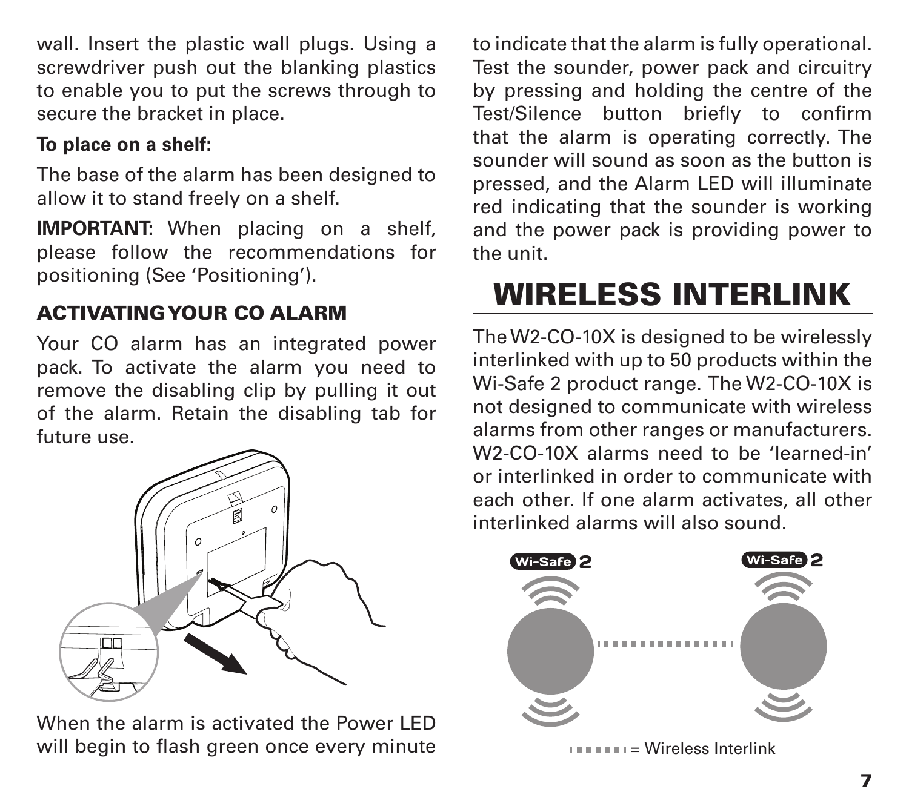wall. Insert the plastic wall plugs. Using a screwdriver push out the blanking plastics to enable you to put the screws through to secure the bracket in place.

**To place on a shelf:**

The base of the alarm has been designed to allow it to stand freely on a shelf.

**IMPORTANT:** When placing on a shelf, please follow the recommendations for positioning (See 'Positioning').

### ACTIVATING YOUR CO ALARM

Your CO alarm has an integrated power pack. To activate the alarm you need to remove the disabling clip by pulling it out of the alarm. Retain the disabling tab for future use.

When the alarm is activated the Power LED will begin to flash green once every minute to indicate that the alarm is fully operational. Test the sounder, power pack and circuitry by pressing and holding the centre of the Test/Silence button briefly to confirm that the alarm is operating correctly. The sounder will sound as soon as the button is pressed, and the Alarm LED will illuminate red indicating that the sounder is working and the power pack is providing power to the unit.

## WIRELESS INTERLINK

The W2-CO-10X is designed to be wirelessly interlinked with up to 50 products within the Wi-Safe 2 product range. The W2-CO-10X is not designed to communicate with wireless alarms from other ranges or manufacturers. W2-CO-10X alarms need to be 'learned-in' or interlinked in order to communicate with each other. If one alarm activates, all other interlinked alarms will also sound.

Wi-Safe 2 Wi-Safe 2

= Wireless Interlink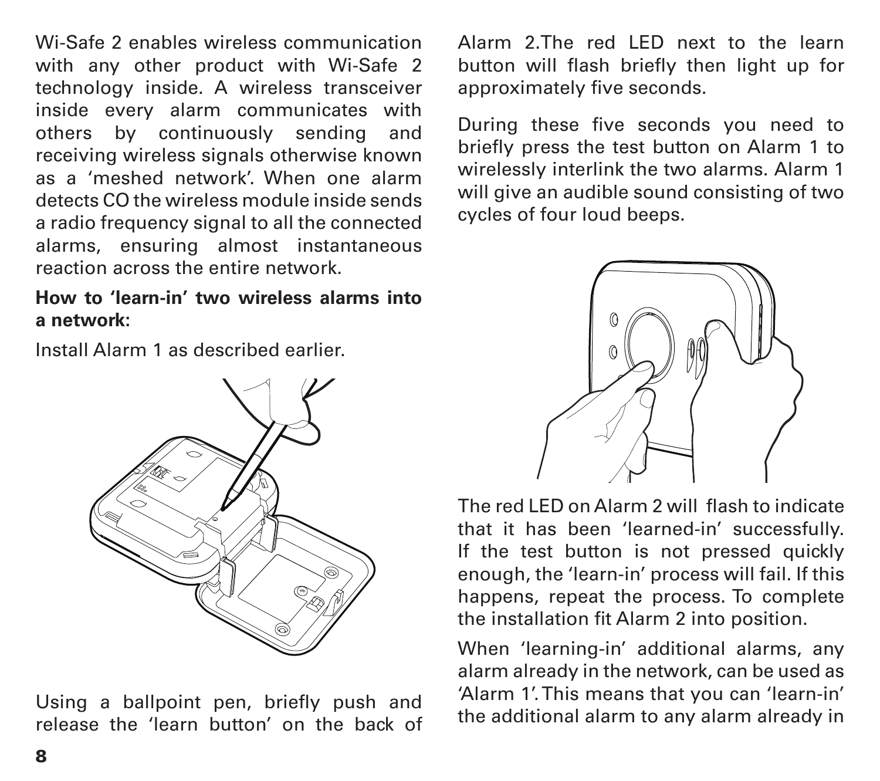Wi-Safe 2 enables wireless communication with any other product with Wi-Safe 2 technology inside. A wireless transceiver inside every alarm communicates with others by continuously sending and receiving wireless signals otherwise known as a 'meshed network'. When one alarm detects CO the wireless module inside sends a radio frequency signal to all the connected alarms, ensuring almost instantaneous reaction across the entire network.

**How to 'learn-in' two wireless alarms into a network:**

Install Alarm 1 as described earlier.

Using a ballpoint pen, briefly push and release the 'learn button' on the back of Alarm 2.The red LED next to the learn button will flash briefly then light up for approximately five seconds.

During these five seconds you need to briefly press the test button on Alarm 1 to wirelessly interlink the two alarms. Alarm 1 will give an audible sound consisting of two cycles of four loud beeps.

The red LED on Alarm 2 will flash to indicate that it has been 'learned-in' successfully. If the test button is not pressed quickly enough, the 'learn-in' process will fail. If this happens, repeat the process. To complete the installation fit Alarm 2 into position.

When 'learning-in' additional alarms, any alarm already in the network, can be used as 'Alarm 1'. This means that you can 'learn-in' the additional alarm to any alarm already in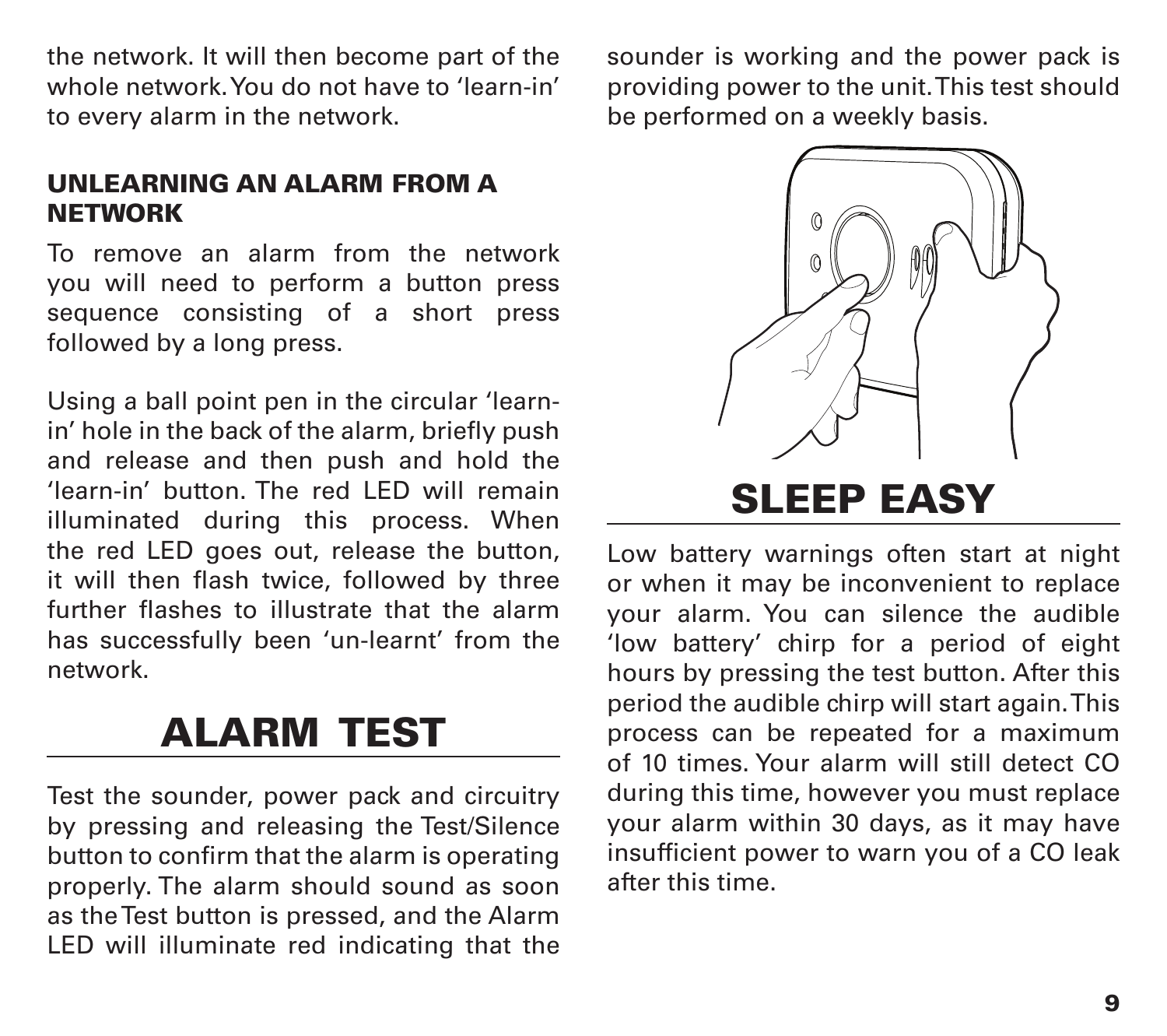the network. It will then become part of the whole network. You do not have to 'learn-in' to every alarm in the network.

### UNLEARNING AN ALARM FROM A NETWORK

To remove an alarm from the network you will need to perform a button press sequence consisting of a short press followed by a long press.

Using a ball point pen in the circular 'learn-in' hole in the back of the alarm, briefly push and release and then push and hold the 'learn-in' button. The red LED will remain illuminated during this process. When the red LED goes out, release the button, it will then flash twice, followed by three further flashes to illustrate that the alarm has successfully been 'un-learnt' from the network.

## ALARM TEST

Test the sounder, power pack and circuitry by pressing and releasing the Test/Silence button to confirm that the alarm is operating properly. The alarm should sound as soon as the Test button is pressed, and the Alarm LED will illuminate red indicating that the sounder is working and the power pack is providing power to the unit. This test should be performed on a weekly basis.

## SLEEP EASY

Low battery warnings often start at night or when it may be inconvenient to replace your alarm. You can silence the audible 'low battery' chirp for a period of eight hours by pressing the test button. After this period the audible chirp will start again. This process can be repeated for a maximum of 10 times. Your alarm will still detect CO during this time, however you must replace your alarm within 30 days, as it may have insufficient power to warn you of a CO leak after this time.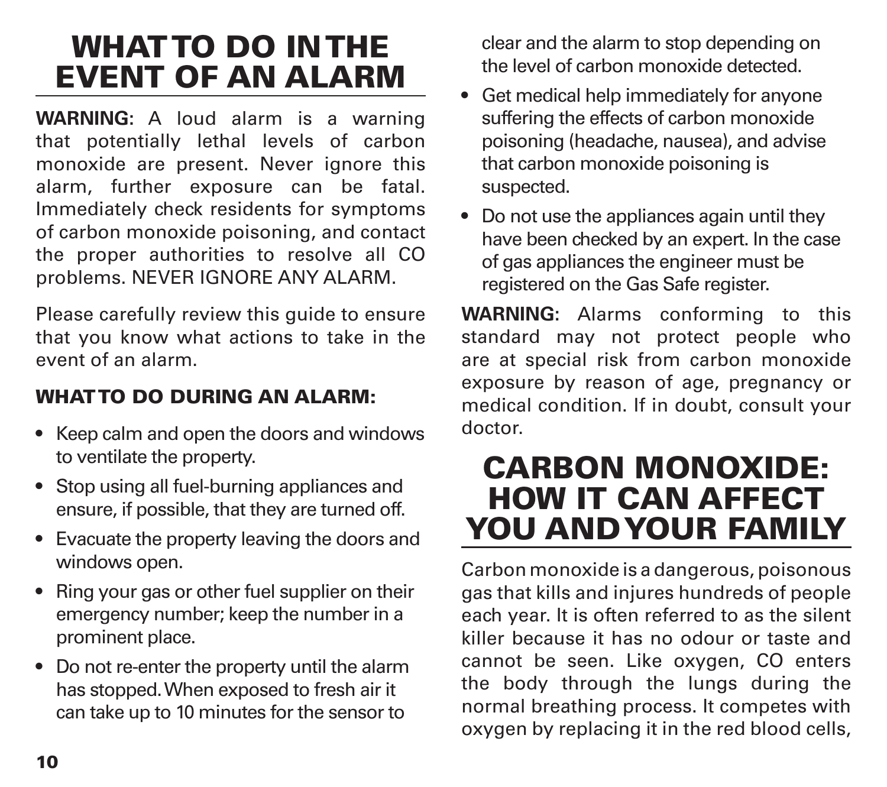# WHAT TO DO IN THE EVENT OF AN ALARM

**WARNING:** A loud alarm is a warning that potentially lethal levels of carbon monoxide are present. Never ignore this alarm, further exposure can be fatal. Immediately check residents for symptoms of carbon monoxide poisoning, and contact the proper authorities to resolve all CO problems. NEVER IGNORE ANY ALARM.

Please carefully review this guide to ensure that you know what actions to take in the event of an alarm.

### WHAT TO DO DURING AN ALARM:

- Keep calm and open the doors and windows to ventilate the property.
- Stop using all fuel-burning appliances and ensure, if possible, that they are turned off.
- Evacuate the property leaving the doors and windows open.
- Ring your gas or other fuel supplier on their emergency number; keep the number in a prominent place.
- Do not re-enter the property until the alarm has stopped. When exposed to fresh air it can take up to 10 minutes for the sensor to clear and the alarm to stop depending on the level of carbon monoxide detected.
- Get medical help immediately for anyone suffering the effects of carbon monoxide poisoning (headache, nausea), and advise that carbon monoxide poisoning is suspected.
- Do not use the appliances again until they have been checked by an expert. In the case of gas appliances the engineer must be registered on the Gas Safe register.

**WARNING:** Alarms conforming to this standard may not protect people who are at special risk from carbon monoxide exposure by reason of age, pregnancy or medical condition. If in doubt, consult your doctor.

# CARBON MONOXIDE: HOW IT CAN AFFECT YOU AND YOUR FAMILY

Carbon monoxide is a dangerous, poisonous gas that kills and injures hundreds of people each year. It is often referred to as the silent killer because it has no odour or taste and cannot be seen. Like oxygen, CO enters the body through the lungs during the normal breathing process. It competes with oxygen by replacing it in the red blood cells,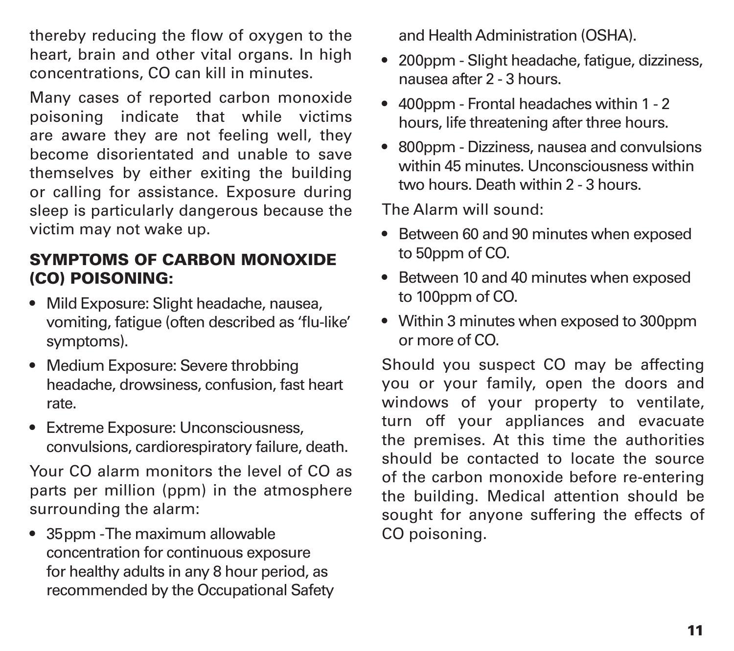thereby reducing the flow of oxygen to the heart, brain and other vital organs. In high concentrations, CO can kill in minutes.

Many cases of reported carbon monoxide poisoning indicate that while victims are aware they are not feeling well, they become disorientated and unable to save themselves by either exiting the building or calling for assistance. Exposure during sleep is particularly dangerous because the victim may not wake up.

## SYMPTOMS OF CARBON MONOXIDE (CO) POISONING:

- Mild Exposure: Slight headache, nausea, vomiting, fatigue (often described as 'flu-like' symptoms).
- Medium Exposure: Severe throbbing headache, drowsiness, confusion, fast heart rate.
- Extreme Exposure: Unconsciousness, convulsions, cardiorespiratory failure, death.

Your CO alarm monitors the level of CO as parts per million (ppm) in the atmosphere surrounding the alarm:

- 35ppm -The maximum allowable concentration for continuous exposure for healthy adults in any 8 hour period, as recommended by the Occupational Safety and Health Administration (OSHA).
- 200ppm - Slight headache, fatigue, dizziness, nausea after 2 - 3 hours.
- 400ppm - Frontal headaches within 1 - 2 hours, life threatening after three hours.
- 800ppm - Dizziness, nausea and convulsions within 45 minutes. Unconsciousness within two hours. Death within 2 - 3 hours.

The Alarm will sound:

- Between 60 and 90 minutes when exposed to 50ppm of CO.
- Between 10 and 40 minutes when exposed to 100ppm of CO.
- Within 3 minutes when exposed to 300ppm or more of CO.

Should you suspect CO may be affecting you or your family, open the doors and windows of your property to ventilate, turn off your appliances and evacuate the premises. At this time the authorities should be contacted to locate the source of the carbon monoxide before re-entering the building. Medical attention should be sought for anyone suffering the effects of CO poisoning.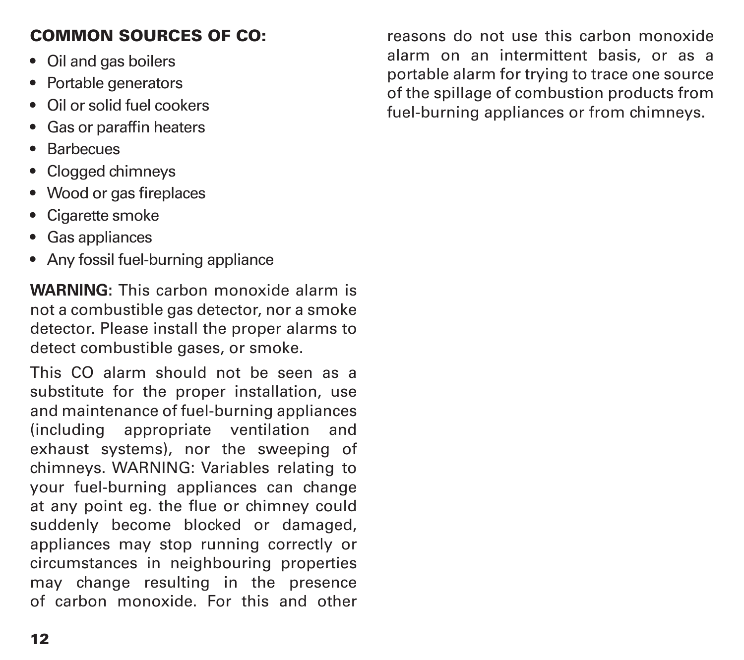**COMMON SOURCES OF CO:**

- Oil and gas boilers
- Portable generators
- Oil or solid fuel cookers
- Gas or paraffin heaters
- Barbecues
- Clogged chimneys
- Wood or gas fireplaces
- Cigarette smoke
- Gas appliances
- Any fossil fuel-burning appliance

**WARNING:** This carbon monoxide alarm is not a combustible gas detector, nor a smoke detector. Please install the proper alarms to detect combustible gases, or smoke.

This CO alarm should not be seen as a substitute for the proper installation, use and maintenance of fuel-burning appliances (including appropriate ventilation and exhaust systems), nor the sweeping of chimneys. WARNING: Variables relating to your fuel-burning appliances can change at any point eg. the flue or chimney could suddenly become blocked or damaged, appliances may stop running correctly or circumstances in neighbouring properties may change resulting in the presence of carbon monoxide. For this and other reasons do not use this carbon monoxide alarm on an intermittent basis, or as a portable alarm for trying to trace one source of the spillage of combustion products from fuel-burning appliances or from chimneys.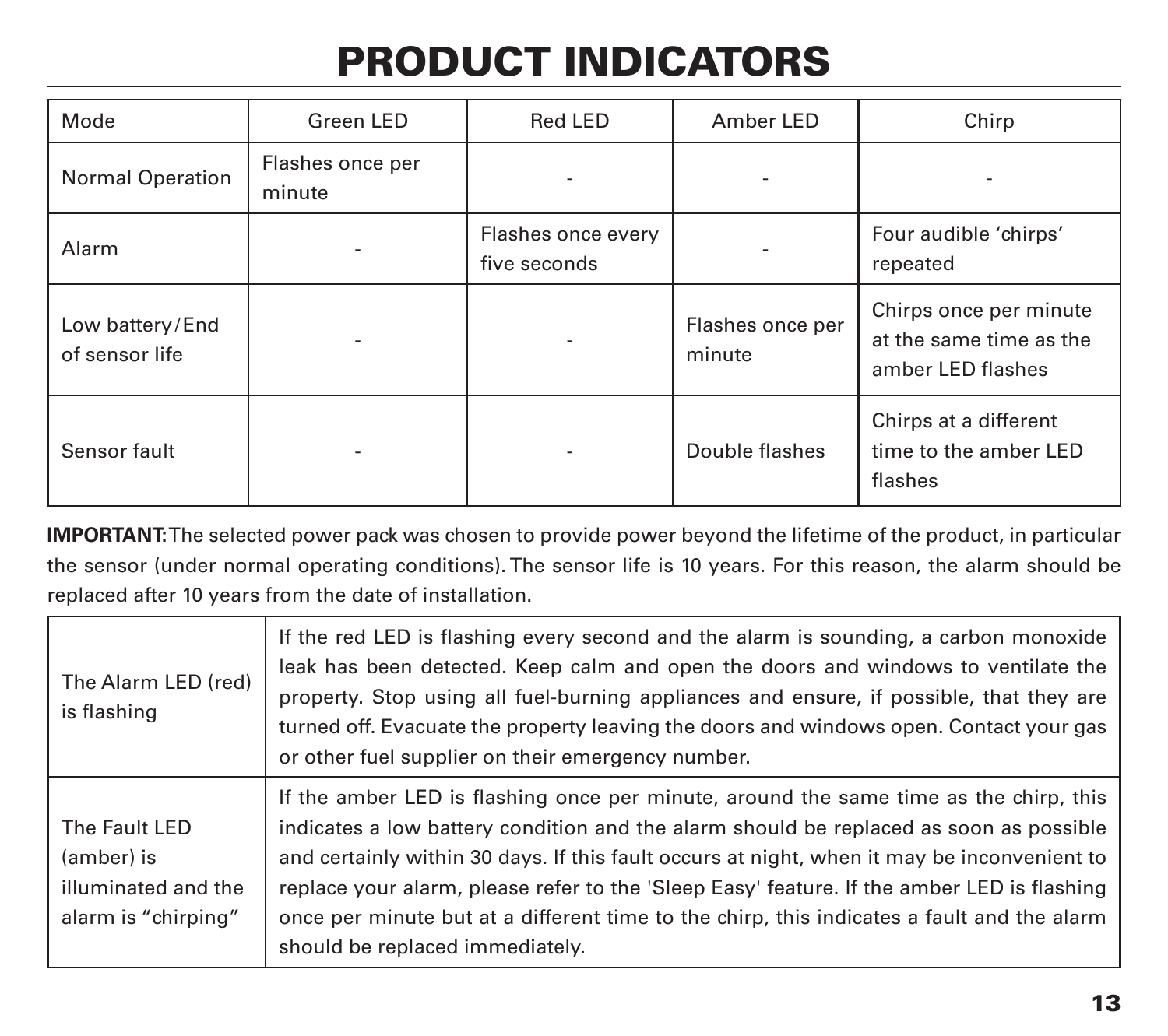# PRODUCT INDICATORS

| Mode | Green LED | Red LED | Amber LED | Chirp |
|---|---|---|---|---|
| Normal Operation | Flashes once per minute | - | - | - |
| Alarm | - | Flashes once every five seconds | - | Four audible 'chirps' repeated |
| Low battery/End of sensor life | - | - | Flashes once per minute | Chirps once per minute at the same time as the amber LED flashes |
| Sensor fault | - | - | Double flashes | Chirps at a different time to the amber LED flashes |

**IMPORTANT:** The selected power pack was chosen to provide power beyond the lifetime of the product, in particular the sensor (under normal operating conditions). The sensor life is 10 years. For this reason, the alarm should be replaced after 10 years from the date of installation.

| | |
|---|---|
| The Alarm LED (red) is flashing | If the red LED is flashing every second and the alarm is sounding, a carbon monoxide leak has been detected. Keep calm and open the doors and windows to ventilate the property. Stop using all fuel-burning appliances and ensure, if possible, that they are turned off. Evacuate the property leaving the doors and windows open. Contact your gas or other fuel supplier on their emergency number. |
| The Fault LED (amber) is illuminated and the alarm is "chirping" | If the amber LED is flashing once per minute, around the same time as the chirp, this indicates a low battery condition and the alarm should be replaced as soon as possible and certainly within 30 days. If this fault occurs at night, when it may be inconvenient to replace your alarm, please refer to the 'Sleep Easy' feature. If the amber LED is flashing once per minute but at a different time to the chirp, this indicates a fault and the alarm should be replaced immediately. |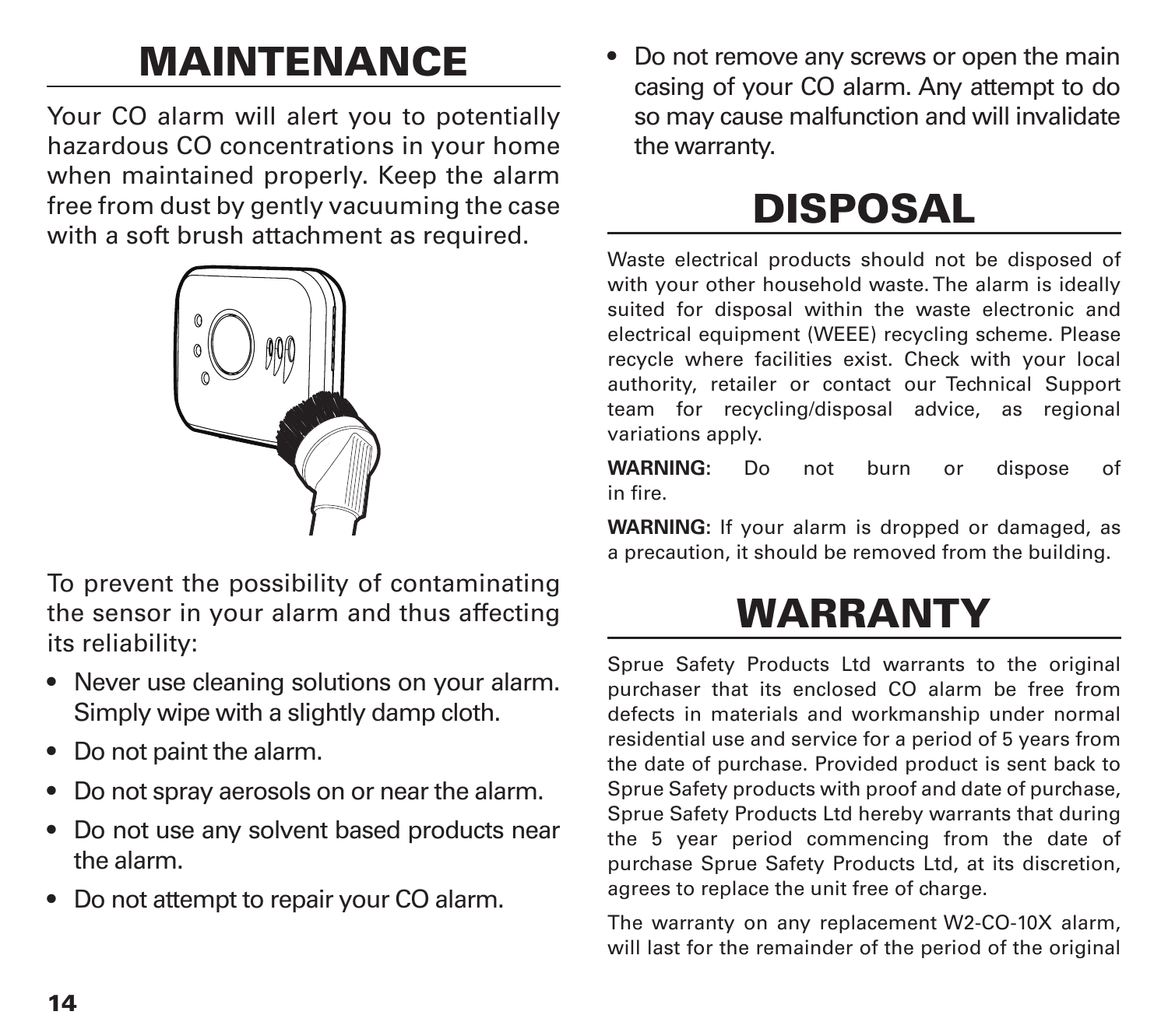# MAINTENANCE

Your CO alarm will alert you to potentially hazardous CO concentrations in your home when maintained properly. Keep the alarm free from dust by gently vacuuming the case with a soft brush attachment as required.

To prevent the possibility of contaminating the sensor in your alarm and thus affecting its reliability:

- Never use cleaning solutions on your alarm. Simply wipe with a slightly damp cloth.
- Do not paint the alarm.
- Do not spray aerosols on or near the alarm.
- Do not use any solvent based products near the alarm.
- Do not attempt to repair your CO alarm.
- Do not remove any screws or open the main casing of your CO alarm. Any attempt to do so may cause malfunction and will invalidate the warranty.

# DISPOSAL

Waste electrical products should not be disposed of with your other household waste. The alarm is ideally suited for disposal within the waste electronic and electrical equipment (WEEE) recycling scheme. Please recycle where facilities exist. Check with your local authority, retailer or contact our Technical Support team for recycling/disposal advice, as regional variations apply.

**WARNING:** Do not burn or dispose of in fire.

**WARNING:** If your alarm is dropped or damaged, as a precaution, it should be removed from the building.

# WARRANTY

Sprue Safety Products Ltd warrants to the original purchaser that its enclosed CO alarm be free from defects in materials and workmanship under normal residential use and service for a period of 5 years from the date of purchase. Provided product is sent back to Sprue Safety products with proof and date of purchase, Sprue Safety Products Ltd hereby warrants that during the 5 year period commencing from the date of purchase Sprue Safety Products Ltd, at its discretion, agrees to replace the unit free of charge.

The warranty on any replacement W2-CO-10X alarm, will last for the remainder of the period of the original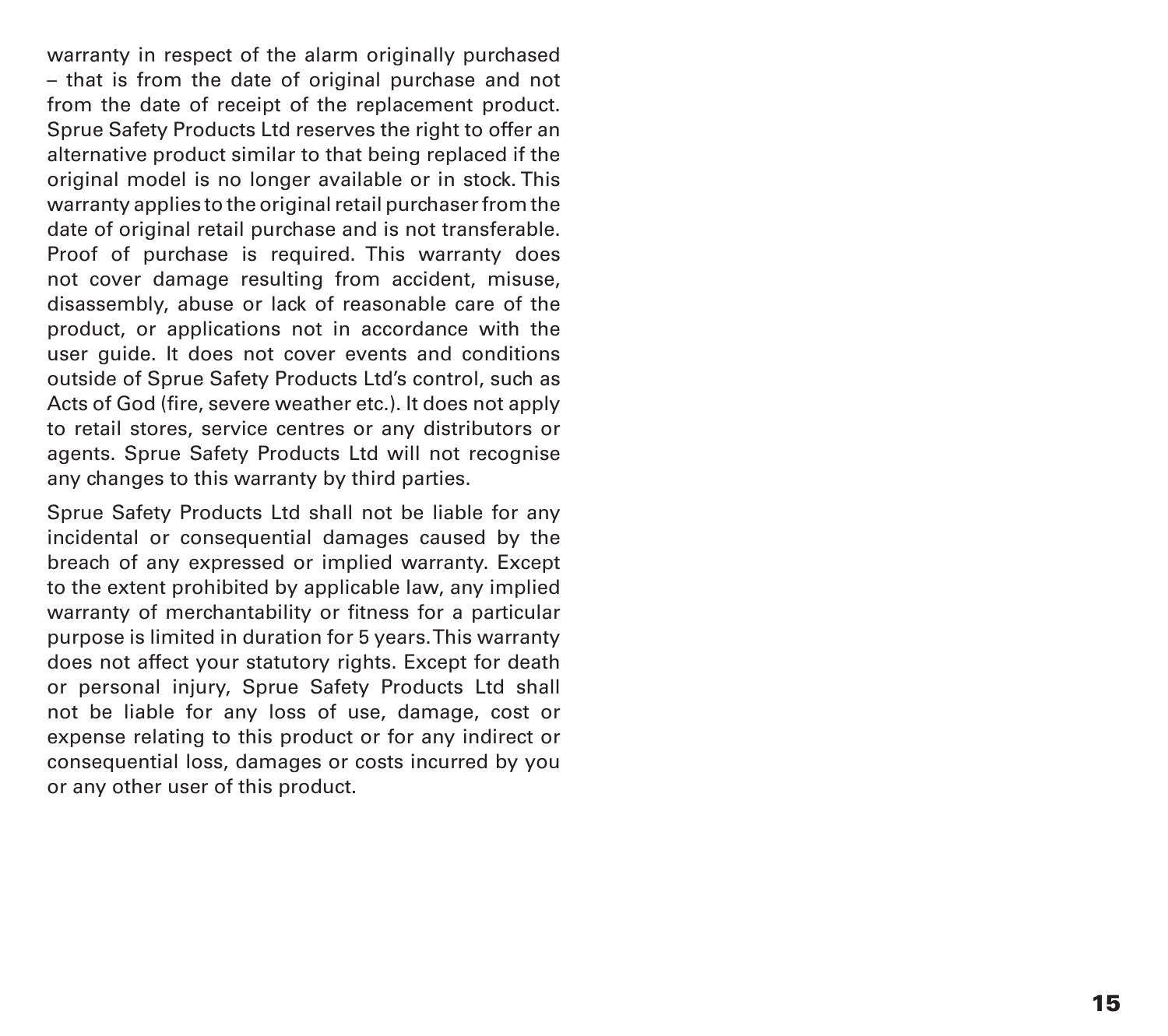warranty in respect of the alarm originally purchased – that is from the date of original purchase and not from the date of receipt of the replacement product. Sprue Safety Products Ltd reserves the right to offer an alternative product similar to that being replaced if the original model is no longer available or in stock. This warranty applies to the original retail purchaser from the date of original retail purchase and is not transferable. Proof of purchase is required. This warranty does not cover damage resulting from accident, misuse, disassembly, abuse or lack of reasonable care of the product, or applications not in accordance with the user guide. It does not cover events and conditions outside of Sprue Safety Products Ltd's control, such as Acts of God (fire, severe weather etc.). It does not apply to retail stores, service centres or any distributors or agents. Sprue Safety Products Ltd will not recognise any changes to this warranty by third parties.

Sprue Safety Products Ltd shall not be liable for any incidental or consequential damages caused by the breach of any expressed or implied warranty. Except to the extent prohibited by applicable law, any implied warranty of merchantability or fitness for a particular purpose is limited in duration for 5 years. This warranty does not affect your statutory rights. Except for death or personal injury, Sprue Safety Products Ltd shall not be liable for any loss of use, damage, cost or expense relating to this product or for any indirect or consequential loss, damages or costs incurred by you or any other user of this product.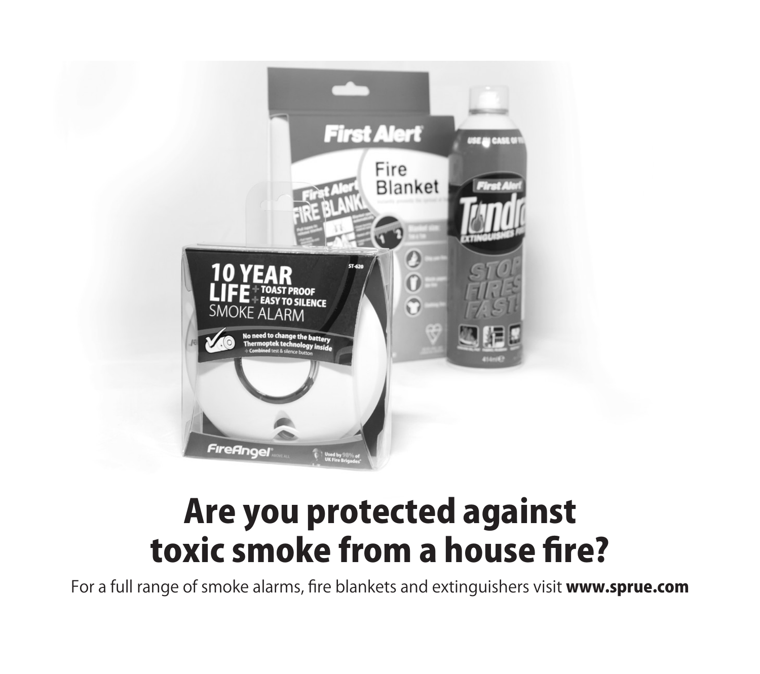# Are you protected against toxic smoke from a house fire?

For a full range of smoke alarms, fire blankets and extinguishers visit **www.sprue.com**